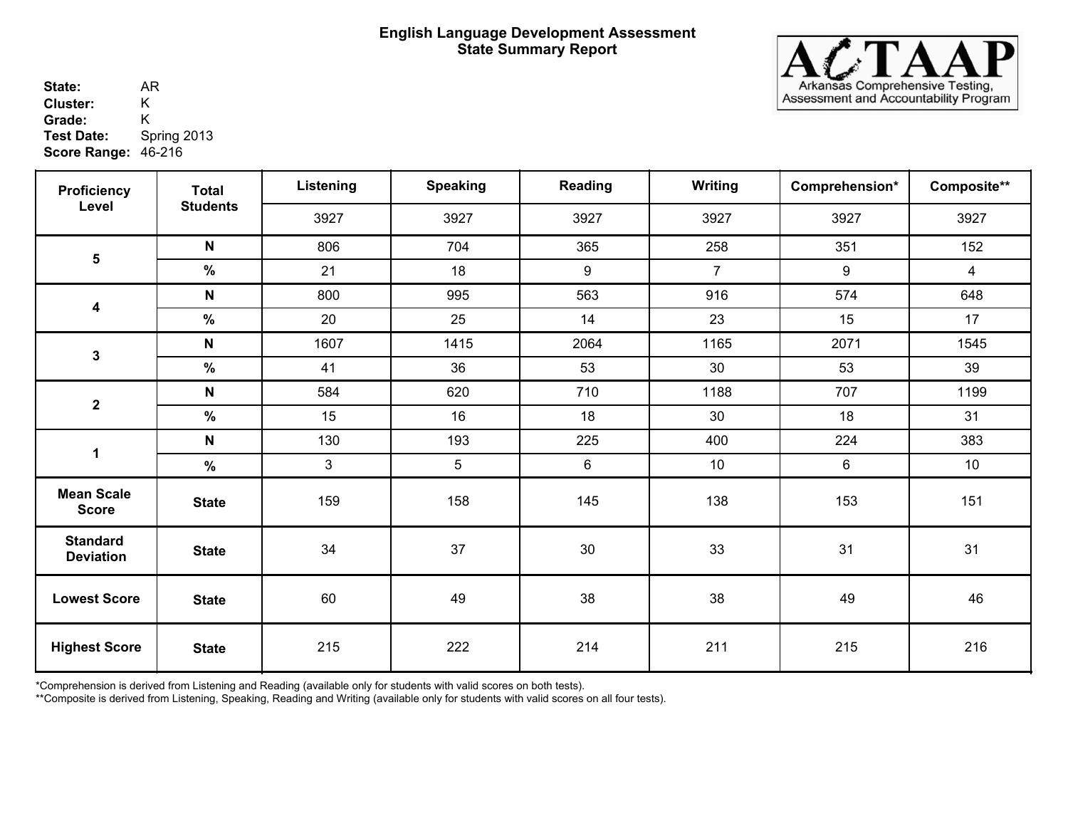# English Language Development Assessment
## State Summary Report

ACTAAP — Arkansas Comprehensive Testing, Assessment and Accountability Program

**State:** AR
**Cluster:** K
**Grade:** K
**Test Date:** Spring 2013
**Score Range:** 46-216

| Proficiency Level | Total Students | Listening | Speaking | Reading | Writing | Comprehension* | Composite** |
|---|---|---|---|---|---|---|---|
| | | 3927 | 3927 | 3927 | 3927 | 3927 | 3927 |
| 5 | N | 806 | 704 | 365 | 258 | 351 | 152 |
| | % | 21 | 18 | 9 | 7 | 9 | 4 |
| 4 | N | 800 | 995 | 563 | 916 | 574 | 648 |
| | % | 20 | 25 | 14 | 23 | 15 | 17 |
| 3 | N | 1607 | 1415 | 2064 | 1165 | 2071 | 1545 |
| | % | 41 | 36 | 53 | 30 | 53 | 39 |
| 2 | N | 584 | 620 | 710 | 1188 | 707 | 1199 |
| | % | 15 | 16 | 18 | 30 | 18 | 31 |
| 1 | N | 130 | 193 | 225 | 400 | 224 | 383 |
| | % | 3 | 5 | 6 | 10 | 6 | 10 |
| Mean Scale Score | State | 159 | 158 | 145 | 138 | 153 | 151 |
| Standard Deviation | State | 34 | 37 | 30 | 33 | 31 | 31 |
| Lowest Score | State | 60 | 49 | 38 | 38 | 49 | 46 |
| Highest Score | State | 215 | 222 | 214 | 211 | 215 | 216 |

*Comprehension is derived from Listening and Reading (available only for students with valid scores on both tests).
**Composite is derived from Listening, Speaking, Reading and Writing (available only for students with valid scores on all four tests).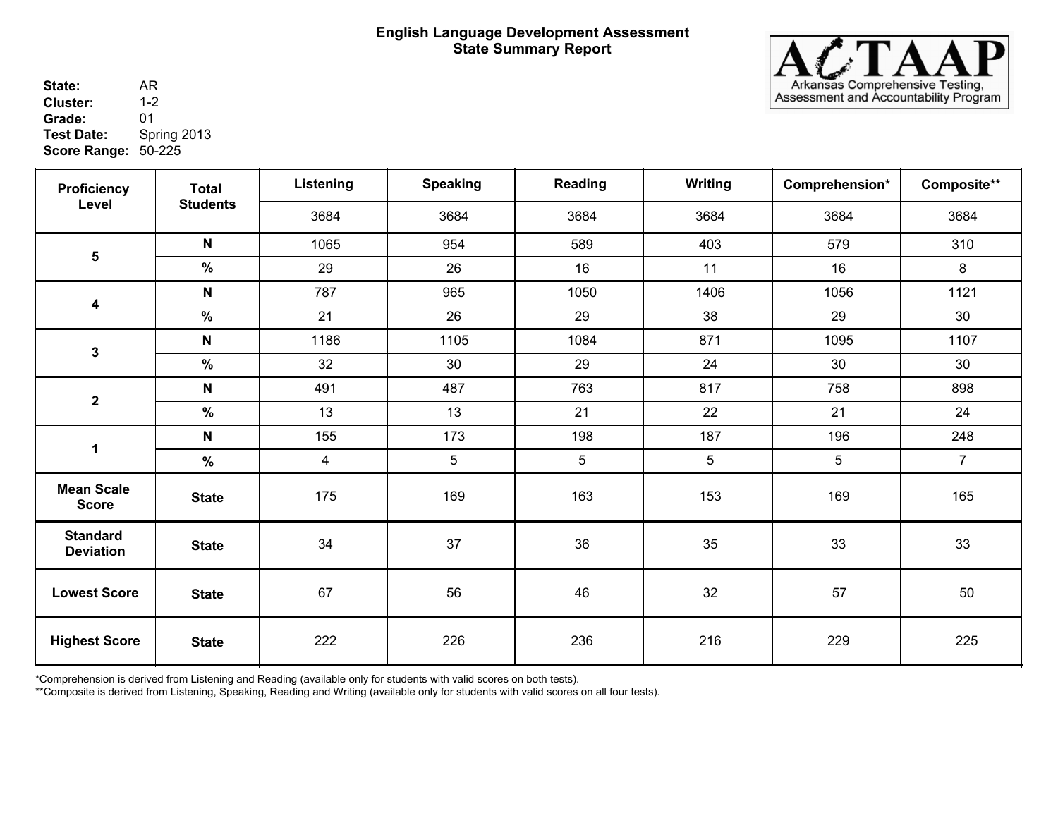# English Language Development Assessment
## State Summary Report

ACTAAP — Arkansas Comprehensive Testing, Assessment and Accountability Program

**State:** AR
**Cluster:** 1-2
**Grade:** 01
**Test Date:** Spring 2013
**Score Range:** 50-225

| Proficiency Level | Total Students | Listening | Speaking | Reading | Writing | Comprehension* | Composite** |
|---|---|---|---|---|---|---|---|
| | | 3684 | 3684 | 3684 | 3684 | 3684 | 3684 |
| 5 | N | 1065 | 954 | 589 | 403 | 579 | 310 |
| | % | 29 | 26 | 16 | 11 | 16 | 8 |
| 4 | N | 787 | 965 | 1050 | 1406 | 1056 | 1121 |
| | % | 21 | 26 | 29 | 38 | 29 | 30 |
| 3 | N | 1186 | 1105 | 1084 | 871 | 1095 | 1107 |
| | % | 32 | 30 | 29 | 24 | 30 | 30 |
| 2 | N | 491 | 487 | 763 | 817 | 758 | 898 |
| | % | 13 | 13 | 21 | 22 | 21 | 24 |
| 1 | N | 155 | 173 | 198 | 187 | 196 | 248 |
| | % | 4 | 5 | 5 | 5 | 5 | 7 |
| Mean Scale Score | State | 175 | 169 | 163 | 153 | 169 | 165 |
| Standard Deviation | State | 34 | 37 | 36 | 35 | 33 | 33 |
| Lowest Score | State | 67 | 56 | 46 | 32 | 57 | 50 |
| Highest Score | State | 222 | 226 | 236 | 216 | 229 | 225 |

*Comprehension is derived from Listening and Reading (available only for students with valid scores on both tests).
**Composite is derived from Listening, Speaking, Reading and Writing (available only for students with valid scores on all four tests).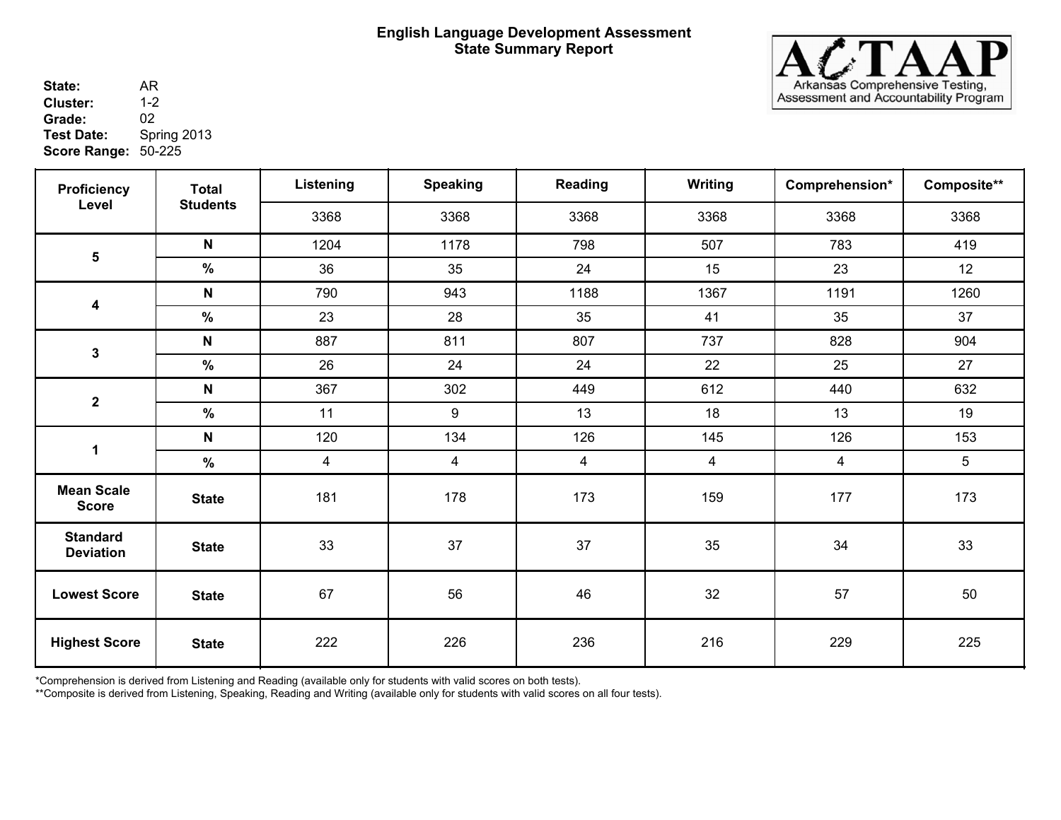# English Language Development Assessment
## State Summary Report

**ACTAAP** — Arkansas Comprehensive Testing, Assessment and Accountability Program

**State:** AR
**Cluster:** 1-2
**Grade:** 02
**Test Date:** Spring 2013
**Score Range:** 50-225

| Proficiency Level | Total Students | Listening | Speaking | Reading | Writing | Comprehension* | Composite** |
|---|---|---|---|---|---|---|---|
| | | 3368 | 3368 | 3368 | 3368 | 3368 | 3368 |
| 5 | N | 1204 | 1178 | 798 | 507 | 783 | 419 |
| | % | 36 | 35 | 24 | 15 | 23 | 12 |
| 4 | N | 790 | 943 | 1188 | 1367 | 1191 | 1260 |
| | % | 23 | 28 | 35 | 41 | 35 | 37 |
| 3 | N | 887 | 811 | 807 | 737 | 828 | 904 |
| | % | 26 | 24 | 24 | 22 | 25 | 27 |
| 2 | N | 367 | 302 | 449 | 612 | 440 | 632 |
| | % | 11 | 9 | 13 | 18 | 13 | 19 |
| 1 | N | 120 | 134 | 126 | 145 | 126 | 153 |
| | % | 4 | 4 | 4 | 4 | 4 | 5 |
| Mean Scale Score | State | 181 | 178 | 173 | 159 | 177 | 173 |
| Standard Deviation | State | 33 | 37 | 37 | 35 | 34 | 33 |
| Lowest Score | State | 67 | 56 | 46 | 32 | 57 | 50 |
| Highest Score | State | 222 | 226 | 236 | 216 | 229 | 225 |

*Comprehension is derived from Listening and Reading (available only for students with valid scores on both tests).
**Composite is derived from Listening, Speaking, Reading and Writing (available only for students with valid scores on all four tests).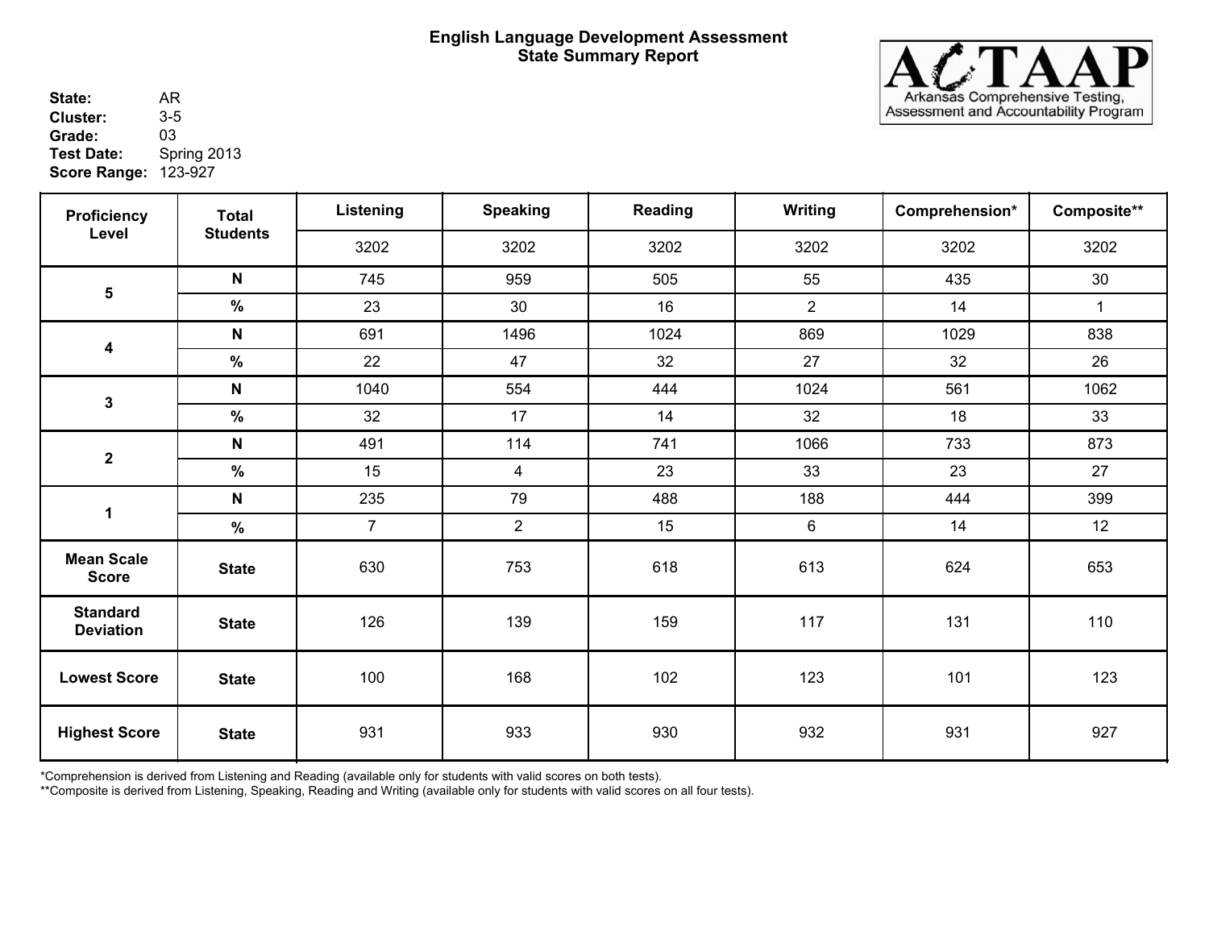# English Language Development Assessment
## State Summary Report

ACTAAP — Arkansas Comprehensive Testing, Assessment and Accountability Program

**State:** AR
**Cluster:** 3-5
**Grade:** 03
**Test Date:** Spring 2013
**Score Range:** 123-927

| Proficiency Level | Total Students | Listening | Speaking | Reading | Writing | Comprehension* | Composite** |
|---|---|---|---|---|---|---|---|
| | | 3202 | 3202 | 3202 | 3202 | 3202 | 3202 |
| 5 | N | 745 | 959 | 505 | 55 | 435 | 30 |
| | % | 23 | 30 | 16 | 2 | 14 | 1 |
| 4 | N | 691 | 1496 | 1024 | 869 | 1029 | 838 |
| | % | 22 | 47 | 32 | 27 | 32 | 26 |
| 3 | N | 1040 | 554 | 444 | 1024 | 561 | 1062 |
| | % | 32 | 17 | 14 | 32 | 18 | 33 |
| 2 | N | 491 | 114 | 741 | 1066 | 733 | 873 |
| | % | 15 | 4 | 23 | 33 | 23 | 27 |
| 1 | N | 235 | 79 | 488 | 188 | 444 | 399 |
| | % | 7 | 2 | 15 | 6 | 14 | 12 |
| Mean Scale Score | State | 630 | 753 | 618 | 613 | 624 | 653 |
| Standard Deviation | State | 126 | 139 | 159 | 117 | 131 | 110 |
| Lowest Score | State | 100 | 168 | 102 | 123 | 101 | 123 |
| Highest Score | State | 931 | 933 | 930 | 932 | 931 | 927 |

*Comprehension is derived from Listening and Reading (available only for students with valid scores on both tests).
**Composite is derived from Listening, Speaking, Reading and Writing (available only for students with valid scores on all four tests).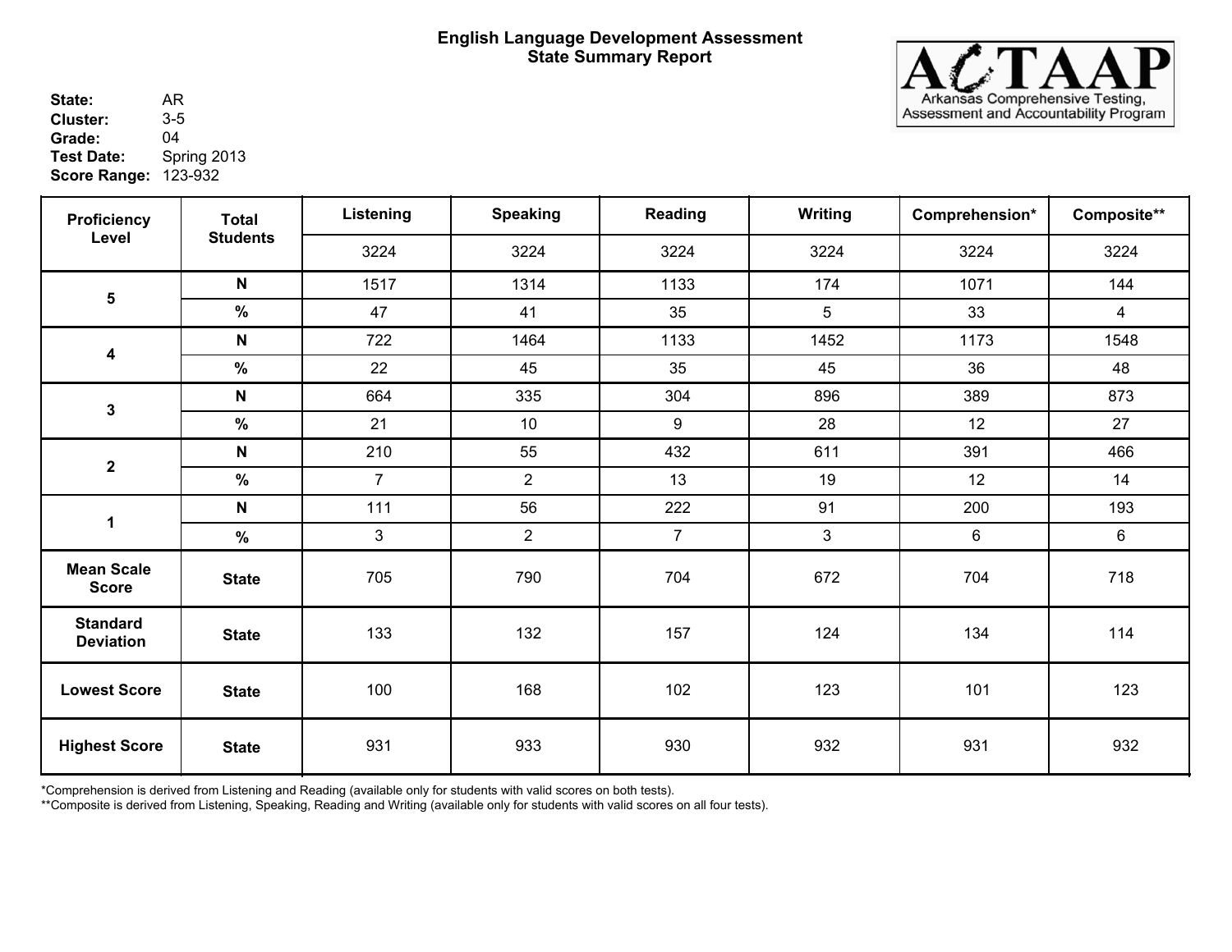# English Language Development Assessment
## State Summary Report

**State:** AR
**Cluster:** 3-5
**Grade:** 04
**Test Date:** Spring 2013
**Score Range:** 123-932

ACTAAP — Arkansas Comprehensive Testing, Assessment and Accountability Program

| Proficiency Level | Total Students | Listening | Speaking | Reading | Writing | Comprehension* | Composite** |
|---|---|---|---|---|---|---|---|
| | | 3224 | 3224 | 3224 | 3224 | 3224 | 3224 |
| 5 | N | 1517 | 1314 | 1133 | 174 | 1071 | 144 |
| | % | 47 | 41 | 35 | 5 | 33 | 4 |
| 4 | N | 722 | 1464 | 1133 | 1452 | 1173 | 1548 |
| | % | 22 | 45 | 35 | 45 | 36 | 48 |
| 3 | N | 664 | 335 | 304 | 896 | 389 | 873 |
| | % | 21 | 10 | 9 | 28 | 12 | 27 |
| 2 | N | 210 | 55 | 432 | 611 | 391 | 466 |
| | % | 7 | 2 | 13 | 19 | 12 | 14 |
| 1 | N | 111 | 56 | 222 | 91 | 200 | 193 |
| | % | 3 | 2 | 7 | 3 | 6 | 6 |
| Mean Scale Score | State | 705 | 790 | 704 | 672 | 704 | 718 |
| Standard Deviation | State | 133 | 132 | 157 | 124 | 134 | 114 |
| Lowest Score | State | 100 | 168 | 102 | 123 | 101 | 123 |
| Highest Score | State | 931 | 933 | 930 | 932 | 931 | 932 |

*Comprehension is derived from Listening and Reading (available only for students with valid scores on both tests).
**Composite is derived from Listening, Speaking, Reading and Writing (available only for students with valid scores on all four tests).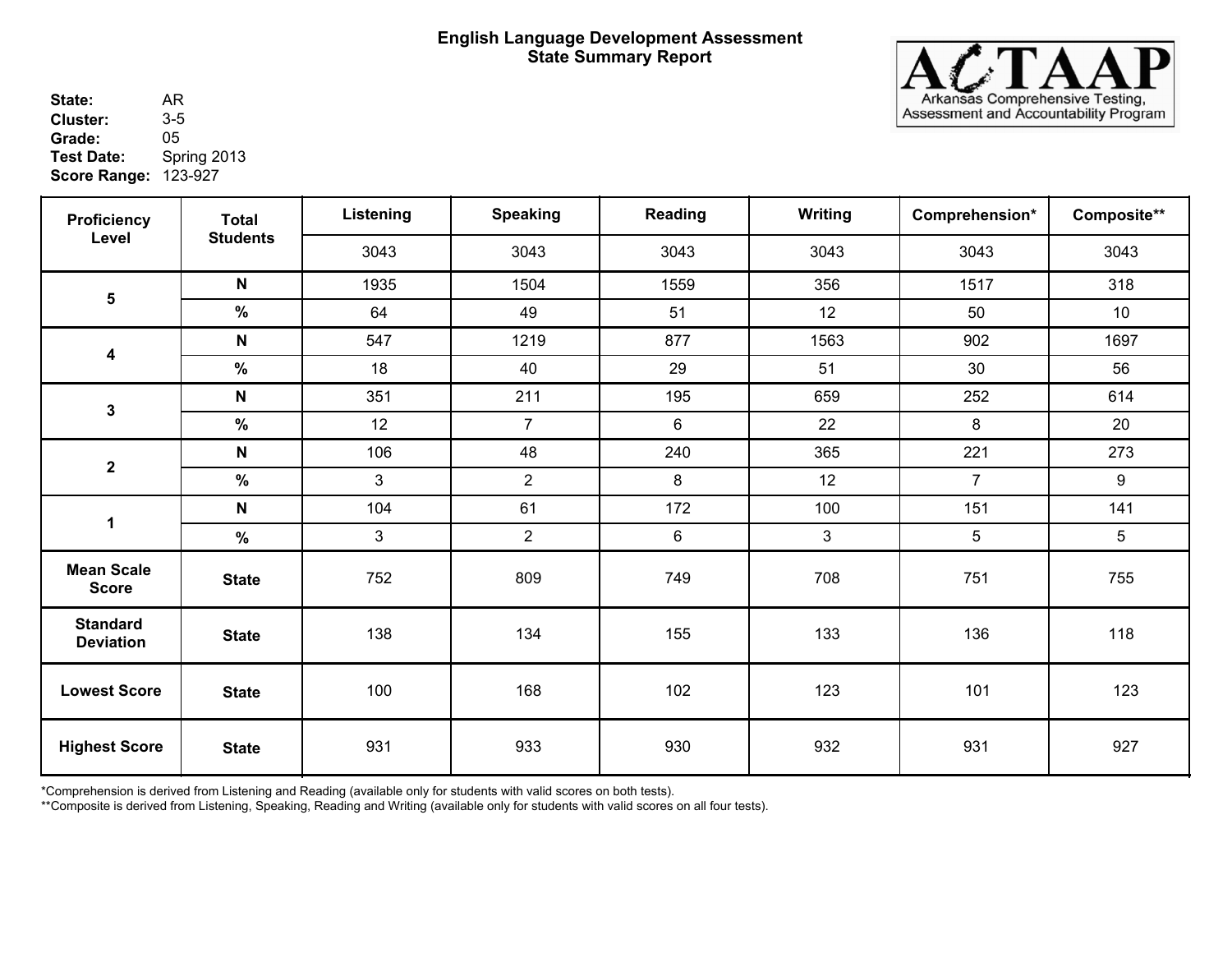# English Language Development Assessment
## State Summary Report

**State:** AR
**Cluster:** 3-5
**Grade:** 05
**Test Date:** Spring 2013
**Score Range:** 123-927

ACTAAP — Arkansas Comprehensive Testing, Assessment and Accountability Program

| Proficiency Level | Total Students | Listening | Speaking | Reading | Writing | Comprehension* | Composite** |
|---|---|---|---|---|---|---|---|
| | | 3043 | 3043 | 3043 | 3043 | 3043 | 3043 |
| 5 | N | 1935 | 1504 | 1559 | 356 | 1517 | 318 |
| | % | 64 | 49 | 51 | 12 | 50 | 10 |
| 4 | N | 547 | 1219 | 877 | 1563 | 902 | 1697 |
| | % | 18 | 40 | 29 | 51 | 30 | 56 |
| 3 | N | 351 | 211 | 195 | 659 | 252 | 614 |
| | % | 12 | 7 | 6 | 22 | 8 | 20 |
| 2 | N | 106 | 48 | 240 | 365 | 221 | 273 |
| | % | 3 | 2 | 8 | 12 | 7 | 9 |
| 1 | N | 104 | 61 | 172 | 100 | 151 | 141 |
| | % | 3 | 2 | 6 | 3 | 5 | 5 |
| Mean Scale Score | State | 752 | 809 | 749 | 708 | 751 | 755 |
| Standard Deviation | State | 138 | 134 | 155 | 133 | 136 | 118 |
| Lowest Score | State | 100 | 168 | 102 | 123 | 101 | 123 |
| Highest Score | State | 931 | 933 | 930 | 932 | 931 | 927 |

*Comprehension is derived from Listening and Reading (available only for students with valid scores on both tests).
**Composite is derived from Listening, Speaking, Reading and Writing (available only for students with valid scores on all four tests).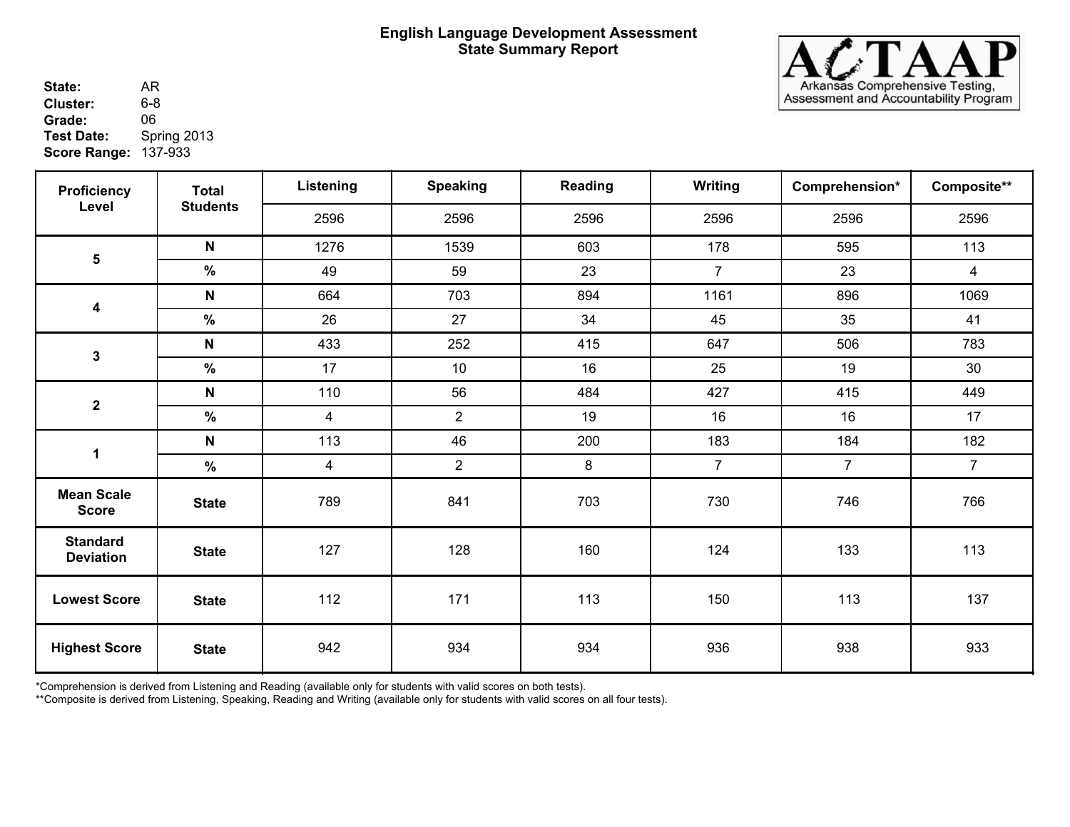# English Language Development Assessment
## State Summary Report

ACTAAP — Arkansas Comprehensive Testing, Assessment and Accountability Program

**State:** AR
**Cluster:** 6-8
**Grade:** 06
**Test Date:** Spring 2013
**Score Range:** 137-933

| Proficiency Level | Total Students | Listening | Speaking | Reading | Writing | Comprehension* | Composite** |
|---|---|---|---|---|---|---|---|
| | | 2596 | 2596 | 2596 | 2596 | 2596 | 2596 |
| 5 | N | 1276 | 1539 | 603 | 178 | 595 | 113 |
| | % | 49 | 59 | 23 | 7 | 23 | 4 |
| 4 | N | 664 | 703 | 894 | 1161 | 896 | 1069 |
| | % | 26 | 27 | 34 | 45 | 35 | 41 |
| 3 | N | 433 | 252 | 415 | 647 | 506 | 783 |
| | % | 17 | 10 | 16 | 25 | 19 | 30 |
| 2 | N | 110 | 56 | 484 | 427 | 415 | 449 |
| | % | 4 | 2 | 19 | 16 | 16 | 17 |
| 1 | N | 113 | 46 | 200 | 183 | 184 | 182 |
| | % | 4 | 2 | 8 | 7 | 7 | 7 |
| Mean Scale Score | State | 789 | 841 | 703 | 730 | 746 | 766 |
| Standard Deviation | State | 127 | 128 | 160 | 124 | 133 | 113 |
| Lowest Score | State | 112 | 171 | 113 | 150 | 113 | 137 |
| Highest Score | State | 942 | 934 | 934 | 936 | 938 | 933 |

*Comprehension is derived from Listening and Reading (available only for students with valid scores on both tests).
**Composite is derived from Listening, Speaking, Reading and Writing (available only for students with valid scores on all four tests).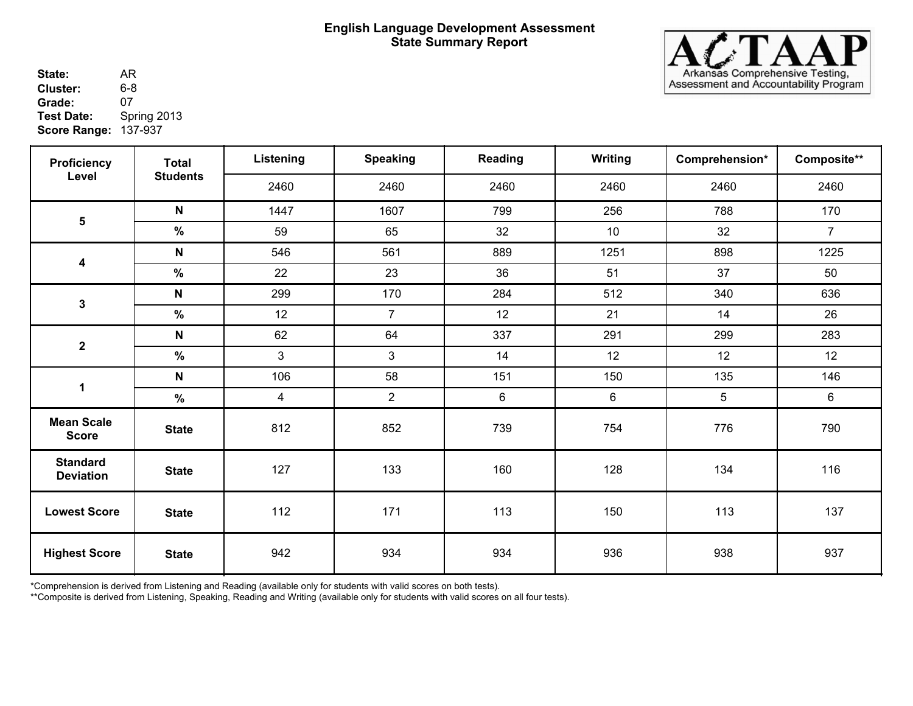# English Language Development Assessment
## State Summary Report

**State:** AR
**Cluster:** 6-8
**Grade:** 07
**Test Date:** Spring 2013
**Score Range:** 137-937

ACTAAP Arkansas Comprehensive Testing, Assessment and Accountability Program

| Proficiency Level | Total Students | Listening | Speaking | Reading | Writing | Comprehension* | Composite** |
|---|---|---|---|---|---|---|---|
| | | 2460 | 2460 | 2460 | 2460 | 2460 | 2460 |
| 5 | N | 1447 | 1607 | 799 | 256 | 788 | 170 |
| | % | 59 | 65 | 32 | 10 | 32 | 7 |
| 4 | N | 546 | 561 | 889 | 1251 | 898 | 1225 |
| | % | 22 | 23 | 36 | 51 | 37 | 50 |
| 3 | N | 299 | 170 | 284 | 512 | 340 | 636 |
| | % | 12 | 7 | 12 | 21 | 14 | 26 |
| 2 | N | 62 | 64 | 337 | 291 | 299 | 283 |
| | % | 3 | 3 | 14 | 12 | 12 | 12 |
| 1 | N | 106 | 58 | 151 | 150 | 135 | 146 |
| | % | 4 | 2 | 6 | 6 | 5 | 6 |
| Mean Scale Score | State | 812 | 852 | 739 | 754 | 776 | 790 |
| Standard Deviation | State | 127 | 133 | 160 | 128 | 134 | 116 |
| Lowest Score | State | 112 | 171 | 113 | 150 | 113 | 137 |
| Highest Score | State | 942 | 934 | 934 | 936 | 938 | 937 |

*Comprehension is derived from Listening and Reading (available only for students with valid scores on both tests).
**Composite is derived from Listening, Speaking, Reading and Writing (available only for students with valid scores on all four tests).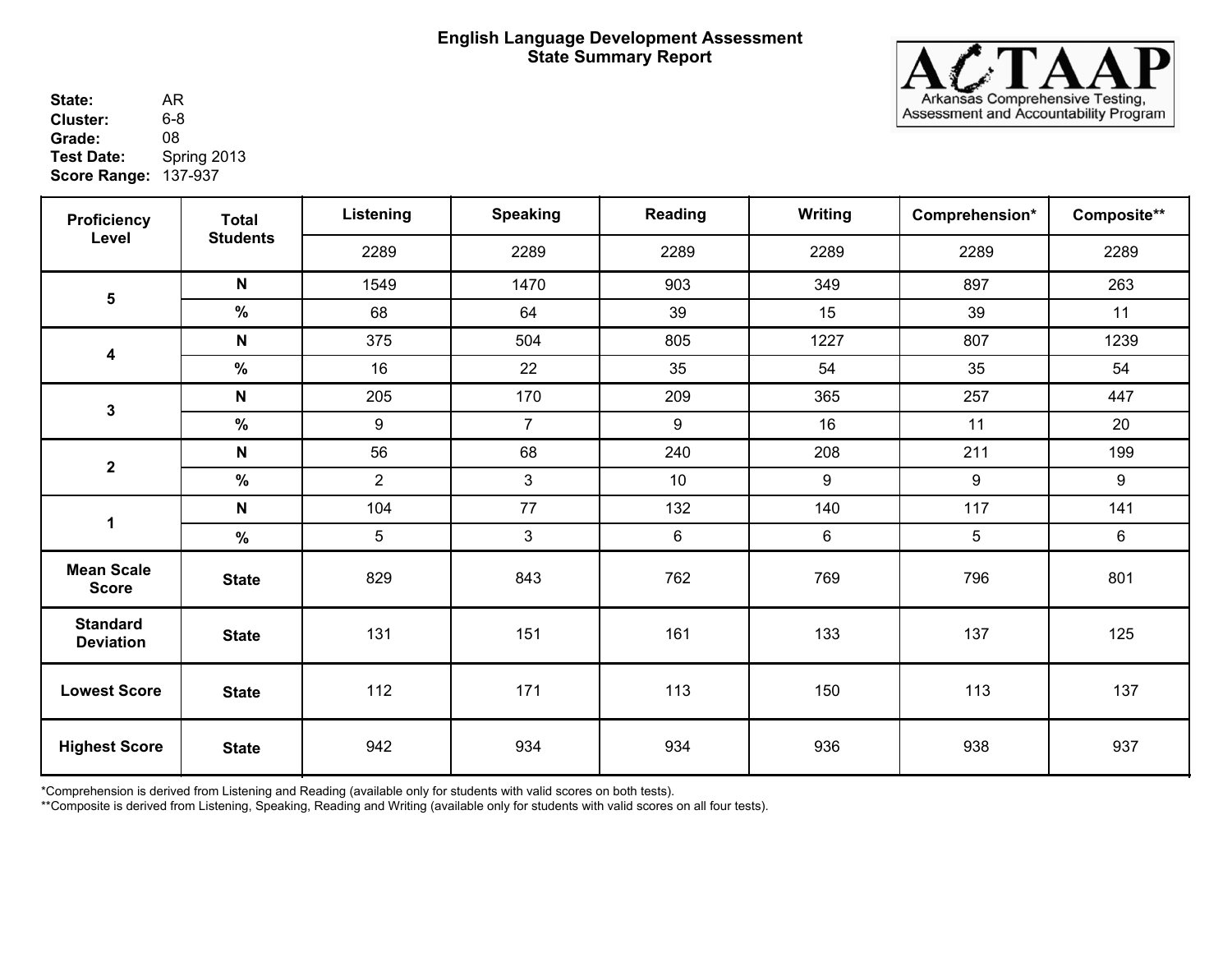**English Language Development Assessment**
**State Summary Report**

ACTAAP
Arkansas Comprehensive Testing, Assessment and Accountability Program

**State:** AR
**Cluster:** 6-8
**Grade:** 08
**Test Date:** Spring 2013
**Score Range:** 137-937

| Proficiency Level | Total Students | Listening | Speaking | Reading | Writing | Comprehension* | Composite** |
|---|---|---|---|---|---|---|---|
| | | 2289 | 2289 | 2289 | 2289 | 2289 | 2289 |
| 5 | N | 1549 | 1470 | 903 | 349 | 897 | 263 |
| | % | 68 | 64 | 39 | 15 | 39 | 11 |
| 4 | N | 375 | 504 | 805 | 1227 | 807 | 1239 |
| | % | 16 | 22 | 35 | 54 | 35 | 54 |
| 3 | N | 205 | 170 | 209 | 365 | 257 | 447 |
| | % | 9 | 7 | 9 | 16 | 11 | 20 |
| 2 | N | 56 | 68 | 240 | 208 | 211 | 199 |
| | % | 2 | 3 | 10 | 9 | 9 | 9 |
| 1 | N | 104 | 77 | 132 | 140 | 117 | 141 |
| | % | 5 | 3 | 6 | 6 | 5 | 6 |
| Mean Scale Score | State | 829 | 843 | 762 | 769 | 796 | 801 |
| Standard Deviation | State | 131 | 151 | 161 | 133 | 137 | 125 |
| Lowest Score | State | 112 | 171 | 113 | 150 | 113 | 137 |
| Highest Score | State | 942 | 934 | 934 | 936 | 938 | 937 |

*Comprehension is derived from Listening and Reading (available only for students with valid scores on both tests).
**Composite is derived from Listening, Speaking, Reading and Writing (available only for students with valid scores on all four tests).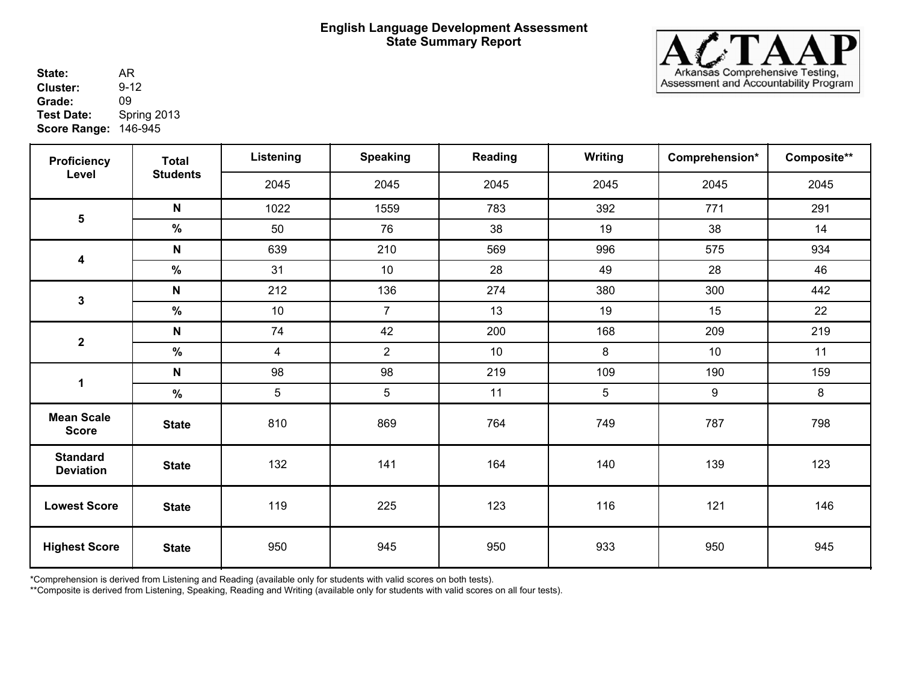# English Language Development Assessment
## State Summary Report

ACTAAP — Arkansas Comprehensive Testing, Assessment and Accountability Program

**State:** AR
**Cluster:** 9-12
**Grade:** 09
**Test Date:** Spring 2013
**Score Range:** 146-945

| Proficiency Level | Total Students | Listening | Speaking | Reading | Writing | Comprehension* | Composite** |
|---|---|---|---|---|---|---|---|
| | | 2045 | 2045 | 2045 | 2045 | 2045 | 2045 |
| 5 | N | 1022 | 1559 | 783 | 392 | 771 | 291 |
| | % | 50 | 76 | 38 | 19 | 38 | 14 |
| 4 | N | 639 | 210 | 569 | 996 | 575 | 934 |
| | % | 31 | 10 | 28 | 49 | 28 | 46 |
| 3 | N | 212 | 136 | 274 | 380 | 300 | 442 |
| | % | 10 | 7 | 13 | 19 | 15 | 22 |
| 2 | N | 74 | 42 | 200 | 168 | 209 | 219 |
| | % | 4 | 2 | 10 | 8 | 10 | 11 |
| 1 | N | 98 | 98 | 219 | 109 | 190 | 159 |
| | % | 5 | 5 | 11 | 5 | 9 | 8 |
| Mean Scale Score | State | 810 | 869 | 764 | 749 | 787 | 798 |
| Standard Deviation | State | 132 | 141 | 164 | 140 | 139 | 123 |
| Lowest Score | State | 119 | 225 | 123 | 116 | 121 | 146 |
| Highest Score | State | 950 | 945 | 950 | 933 | 950 | 945 |

*Comprehension is derived from Listening and Reading (available only for students with valid scores on both tests).
**Composite is derived from Listening, Speaking, Reading and Writing (available only for students with valid scores on all four tests).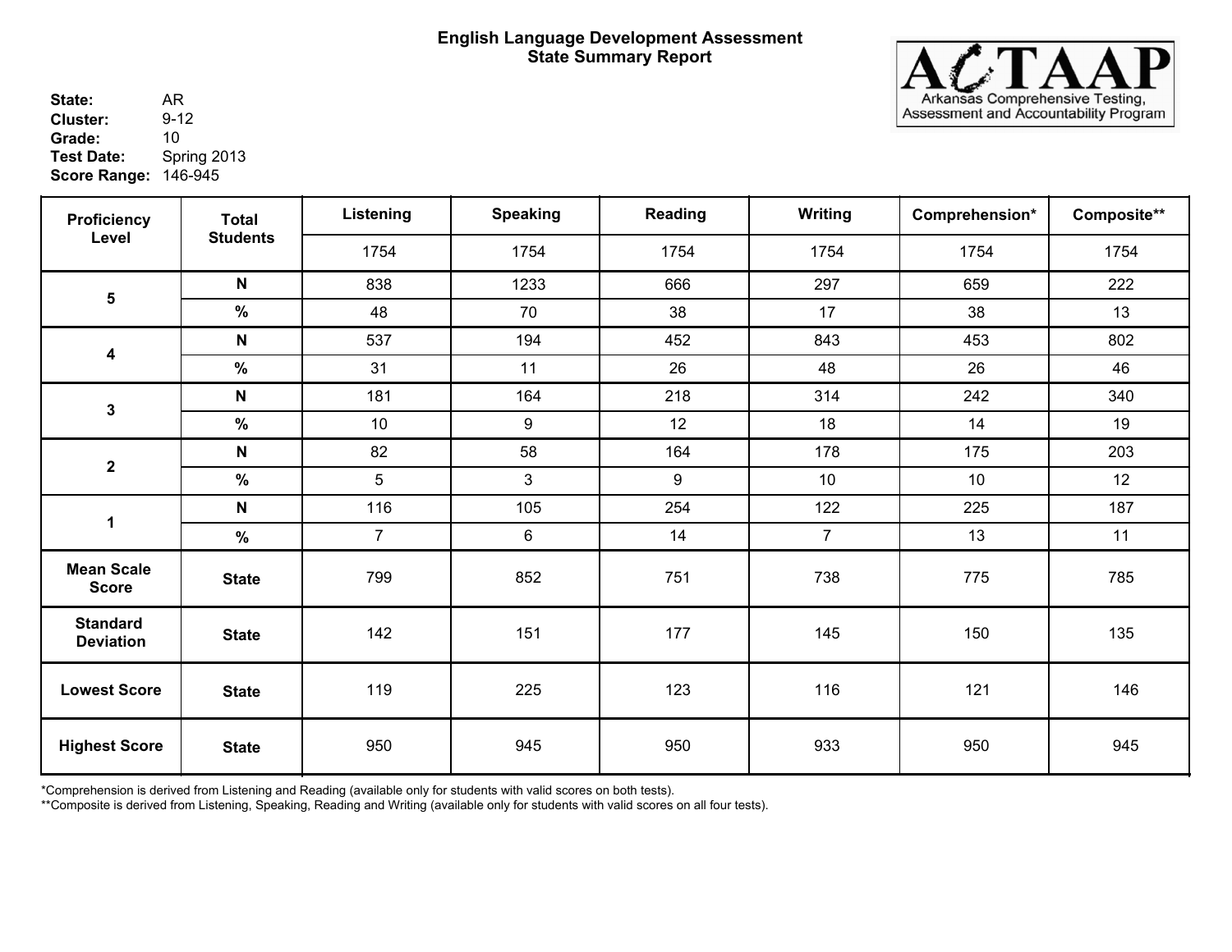# English Language Development Assessment
## State Summary Report

ACTAAP — Arkansas Comprehensive Testing, Assessment and Accountability Program

**State:** AR
**Cluster:** 9-12
**Grade:** 10
**Test Date:** Spring 2013
**Score Range:** 146-945

| Proficiency Level | Total Students | Listening | Speaking | Reading | Writing | Comprehension* | Composite** |
|---|---|---|---|---|---|---|---|
| | | 1754 | 1754 | 1754 | 1754 | 1754 | 1754 |
| 5 | N | 838 | 1233 | 666 | 297 | 659 | 222 |
| | % | 48 | 70 | 38 | 17 | 38 | 13 |
| 4 | N | 537 | 194 | 452 | 843 | 453 | 802 |
| | % | 31 | 11 | 26 | 48 | 26 | 46 |
| 3 | N | 181 | 164 | 218 | 314 | 242 | 340 |
| | % | 10 | 9 | 12 | 18 | 14 | 19 |
| 2 | N | 82 | 58 | 164 | 178 | 175 | 203 |
| | % | 5 | 3 | 9 | 10 | 10 | 12 |
| 1 | N | 116 | 105 | 254 | 122 | 225 | 187 |
| | % | 7 | 6 | 14 | 7 | 13 | 11 |
| Mean Scale Score | State | 799 | 852 | 751 | 738 | 775 | 785 |
| Standard Deviation | State | 142 | 151 | 177 | 145 | 150 | 135 |
| Lowest Score | State | 119 | 225 | 123 | 116 | 121 | 146 |
| Highest Score | State | 950 | 945 | 950 | 933 | 950 | 945 |

*Comprehension is derived from Listening and Reading (available only for students with valid scores on both tests).
**Composite is derived from Listening, Speaking, Reading and Writing (available only for students with valid scores on all four tests).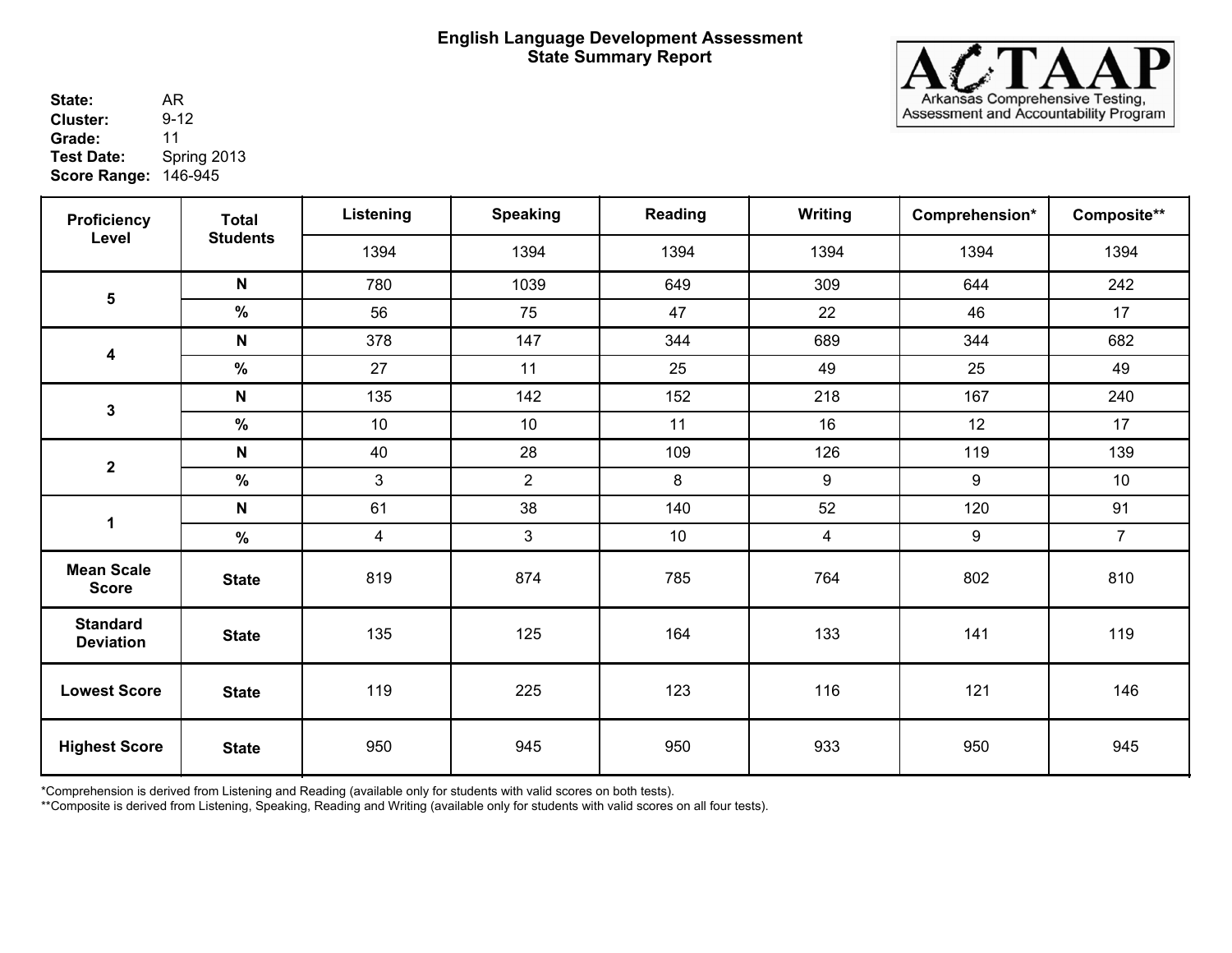**English Language Development Assessment**
**State Summary Report**

ACTAAP
Arkansas Comprehensive Testing, Assessment and Accountability Program

**State:** AR
**Cluster:** 9-12
**Grade:** 11
**Test Date:** Spring 2013
**Score Range:** 146-945

| Proficiency Level | Total Students | Listening | Speaking | Reading | Writing | Comprehension* | Composite** |
|---|---|---|---|---|---|---|---|
| | | 1394 | 1394 | 1394 | 1394 | 1394 | 1394 |
| 5 | N | 780 | 1039 | 649 | 309 | 644 | 242 |
| | % | 56 | 75 | 47 | 22 | 46 | 17 |
| 4 | N | 378 | 147 | 344 | 689 | 344 | 682 |
| | % | 27 | 11 | 25 | 49 | 25 | 49 |
| 3 | N | 135 | 142 | 152 | 218 | 167 | 240 |
| | % | 10 | 10 | 11 | 16 | 12 | 17 |
| 2 | N | 40 | 28 | 109 | 126 | 119 | 139 |
| | % | 3 | 2 | 8 | 9 | 9 | 10 |
| 1 | N | 61 | 38 | 140 | 52 | 120 | 91 |
| | % | 4 | 3 | 10 | 4 | 9 | 7 |
| Mean Scale Score | State | 819 | 874 | 785 | 764 | 802 | 810 |
| Standard Deviation | State | 135 | 125 | 164 | 133 | 141 | 119 |
| Lowest Score | State | 119 | 225 | 123 | 116 | 121 | 146 |
| Highest Score | State | 950 | 945 | 950 | 933 | 950 | 945 |

*Comprehension is derived from Listening and Reading (available only for students with valid scores on both tests).
**Composite is derived from Listening, Speaking, Reading and Writing (available only for students with valid scores on all four tests).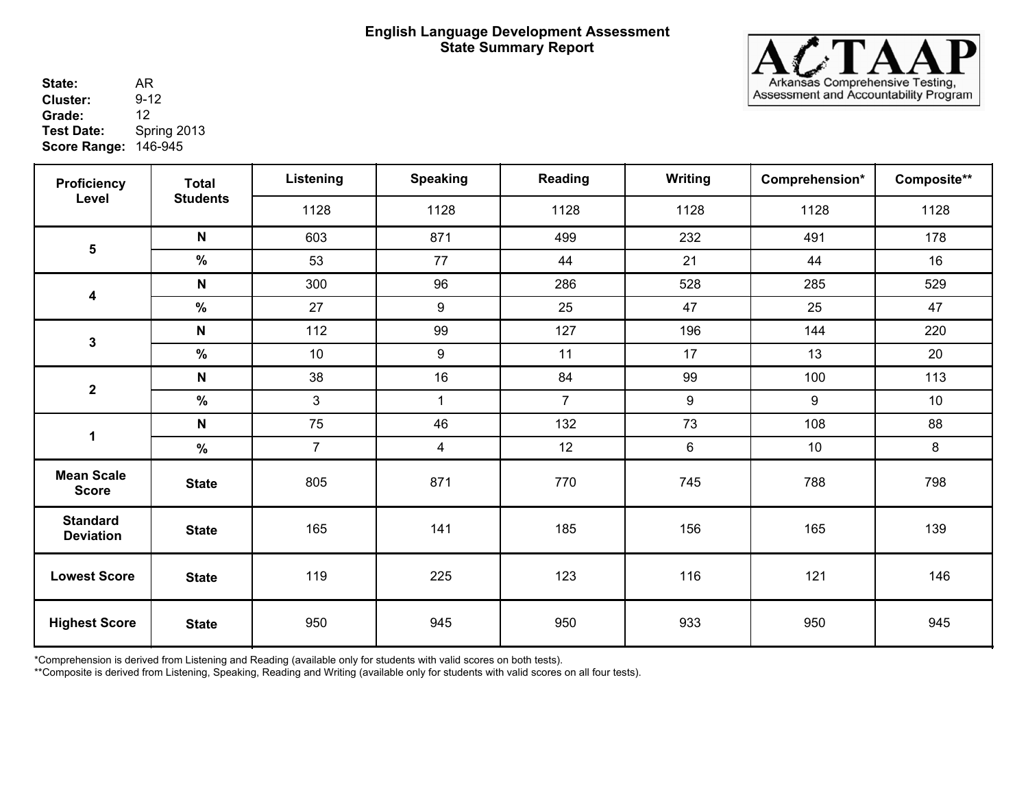# English Language Development Assessment
## State Summary Report

ACTAAP
Arkansas Comprehensive Testing, Assessment and Accountability Program

**State:** AR
**Cluster:** 9-12
**Grade:** 12
**Test Date:** Spring 2013
**Score Range:** 146-945

| Proficiency Level | Total Students | Listening | Speaking | Reading | Writing | Comprehension* | Composite** |
|---|---|---|---|---|---|---|---|
| | | 1128 | 1128 | 1128 | 1128 | 1128 | 1128 |
| 5 | N | 603 | 871 | 499 | 232 | 491 | 178 |
| | % | 53 | 77 | 44 | 21 | 44 | 16 |
| 4 | N | 300 | 96 | 286 | 528 | 285 | 529 |
| | % | 27 | 9 | 25 | 47 | 25 | 47 |
| 3 | N | 112 | 99 | 127 | 196 | 144 | 220 |
| | % | 10 | 9 | 11 | 17 | 13 | 20 |
| 2 | N | 38 | 16 | 84 | 99 | 100 | 113 |
| | % | 3 | 1 | 7 | 9 | 9 | 10 |
| 1 | N | 75 | 46 | 132 | 73 | 108 | 88 |
| | % | 7 | 4 | 12 | 6 | 10 | 8 |
| Mean Scale Score | State | 805 | 871 | 770 | 745 | 788 | 798 |
| Standard Deviation | State | 165 | 141 | 185 | 156 | 165 | 139 |
| Lowest Score | State | 119 | 225 | 123 | 116 | 121 | 146 |
| Highest Score | State | 950 | 945 | 950 | 933 | 950 | 945 |

*Comprehension is derived from Listening and Reading (available only for students with valid scores on both tests).
**Composite is derived from Listening, Speaking, Reading and Writing (available only for students with valid scores on all four tests).